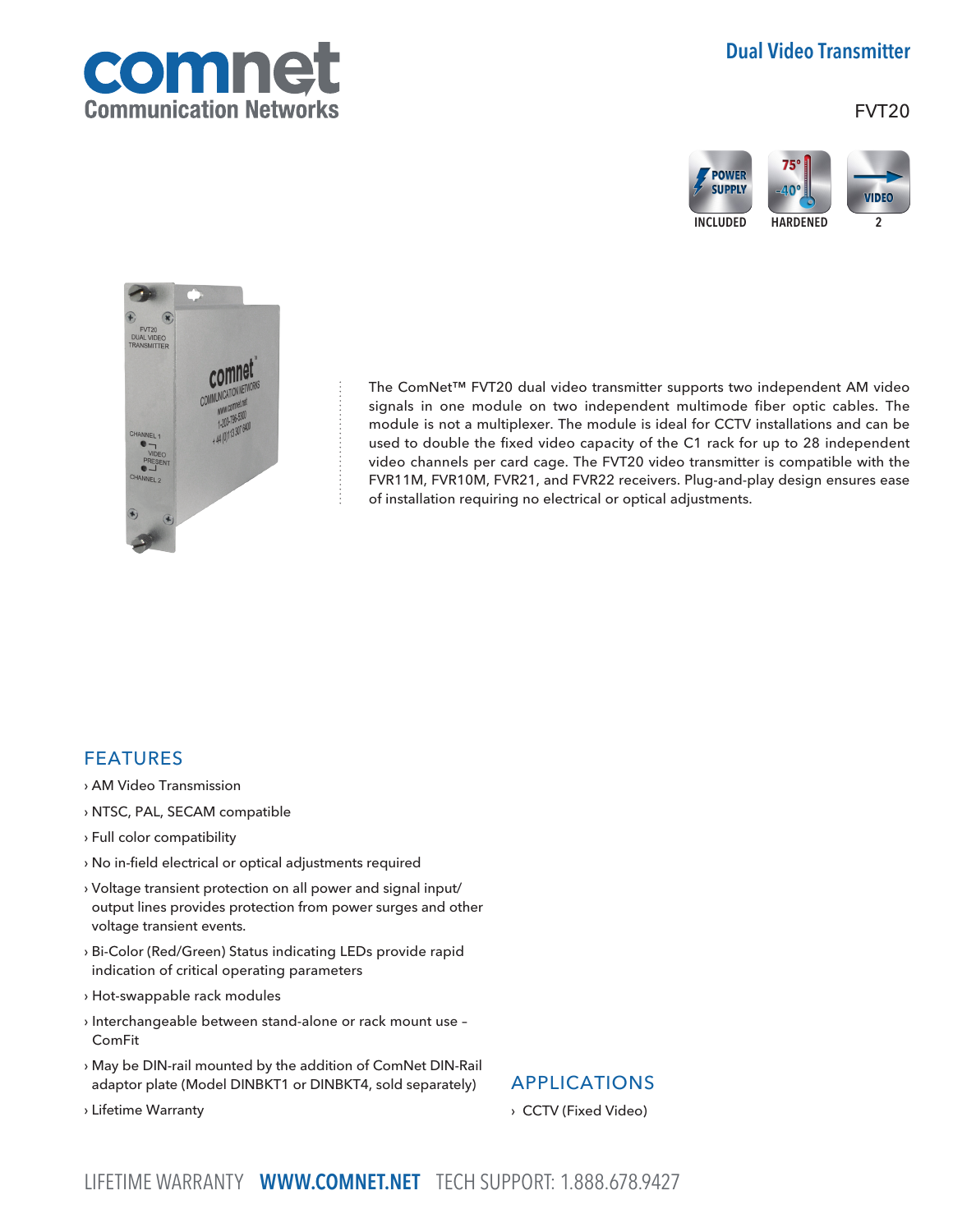# Dual Video Transmitter

FVT20

POWER SUPPLY INCLUDED | HARDENED | VIDEO 2

The ComNet™ FVT20 dual video transmitter supports two independent AM video signals in one module on two independent multimode fiber optic cables. The module is not a multiplexer. The module is ideal for CCTV installations and can be used to double the fixed video capacity of the C1 rack for up to 28 independent video channels per card cage. The FVT20 video transmitter is compatible with the FVR11M, FVR10M, FVR21, and FVR22 receivers. Plug-and-play design ensures ease of installation requiring no electrical or optical adjustments.

## FEATURES

- AM Video Transmission
- NTSC, PAL, SECAM compatible
- Full color compatibility
- No in-field electrical or optical adjustments required
- Voltage transient protection on all power and signal input/output lines provides protection from power surges and other voltage transient events.
- Bi-Color (Red/Green) Status indicating LEDs provide rapid indication of critical operating parameters
- Hot-swappable rack modules
- Interchangeable between stand-alone or rack mount use – ComFit
- May be DIN-rail mounted by the addition of ComNet DIN-Rail adaptor plate (Model DINBKT1 or DINBKT4, sold separately)
- Lifetime Warranty

## APPLICATIONS

- CCTV (Fixed Video)

LIFETIME WARRANTY **WWW.COMNET.NET** TECH SUPPORT: 1.888.678.9427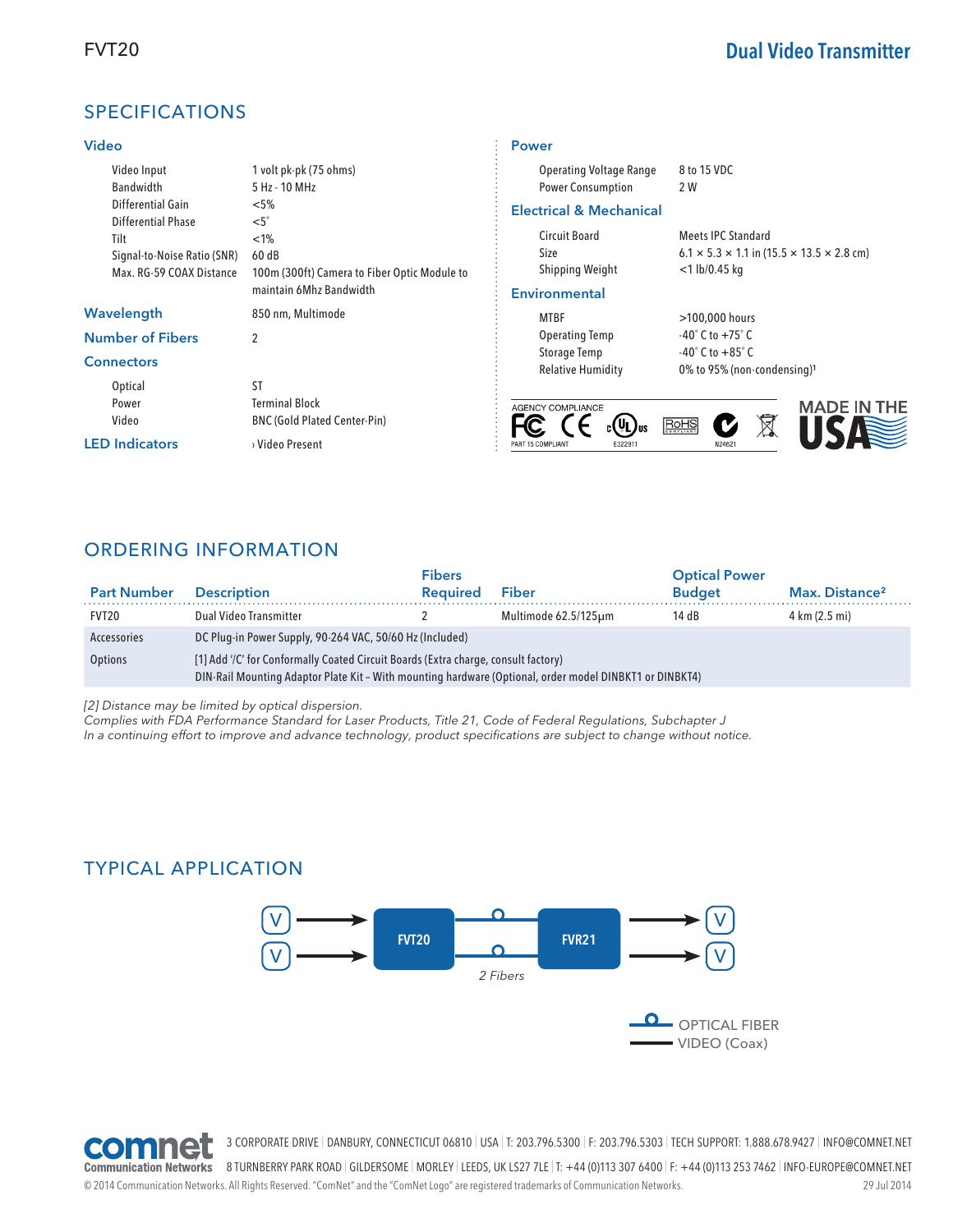# SPECIFICATIONS

### Video

| | |
|---|---|
| Video Input | 1 volt pk-pk (75 ohms) |
| Bandwidth | 5 Hz - 10 MHz |
| Differential Gain | <5% |
| Differential Phase | <5° |
| Tilt | <1% |
| Signal-to-Noise Ratio (SNR) | 60 dB |
| Max. RG-59 COAX Distance | 100m (300ft) Camera to Fiber Optic Module to maintain 6Mhz Bandwidth |

### Wavelength

850 nm, Multimode

### Number of Fibers

2

### Connectors

| | |
|---|---|
| Optical | ST |
| Power | Terminal Block |
| Video | BNC (Gold Plated Center-Pin) |

### LED Indicators

› Video Present

### Power

| | |
|---|---|
| Operating Voltage Range | 8 to 15 VDC |
| Power Consumption | 2 W |

### Electrical & Mechanical

| | |
|---|---|
| Circuit Board | Meets IPC Standard |
| Size | 6.1 × 5.3 × 1.1 in (15.5 × 13.5 × 2.8 cm) |
| Shipping Weight | <1 lb/0.45 kg |

### Environmental

| | |
|---|---|
| MTBF | >100,000 hours |
| Operating Temp | -40° C to +75° C |
| Storage Temp | -40° C to +85° C |
| Relative Humidity | 0% to 95% (non-condensing)[1] |

AGENCY COMPLIANCE

PART 15 COMPLIANT E322911 N24621

MADE IN THE USA

# ORDERING INFORMATION

| Part Number | Description | Fibers Required | Fiber | Optical Power Budget | Max. Distance[2] |
|---|---|---|---|---|---|
| FVT20 | Dual Video Transmitter | 2 | Multimode 62.5/125µm | 14 dB | 4 km (2.5 mi) |
| Accessories | DC Plug-in Power Supply, 90-264 VAC, 50/60 Hz (Included) | | | | |
| Options | [1] Add '/C' for Conformally Coated Circuit Boards (Extra charge, consult factory)<br>DIN-Rail Mounting Adaptor Plate Kit – With mounting hardware (Optional, order model DINBKT1 or DINBKT4) | | | | |

*[2] Distance may be limited by optical dispersion.*
*Complies with FDA Performance Standard for Laser Products, Title 21, Code of Federal Regulations, Subchapter J*
*In a continuing effort to improve and advance technology, product specifications are subject to change without notice.*

# TYPICAL APPLICATION

V V FVT20 FVR21 V V

2 Fibers

OPTICAL FIBER
VIDEO (Coax)

comnet Communication Networks 3 CORPORATE DRIVE | DANBURY, CONNECTICUT 06810 | USA | T: 203.796.5300 | F: 203.796.5303 | TECH SUPPORT: 1.888.678.9427 | INFO@COMNET.NET
8 TURNBERRY PARK ROAD | GILDERSOME | MORLEY | LEEDS, UK LS27 7LE | T: +44 (0)113 307 6400 | F: +44 (0)113 253 7462 | INFO-EUROPE@COMNET.NET
© 2014 Communication Networks. All Rights Reserved. "ComNet" and the "ComNet Logo" are registered trademarks of Communication Networks. 29 Jul 2014